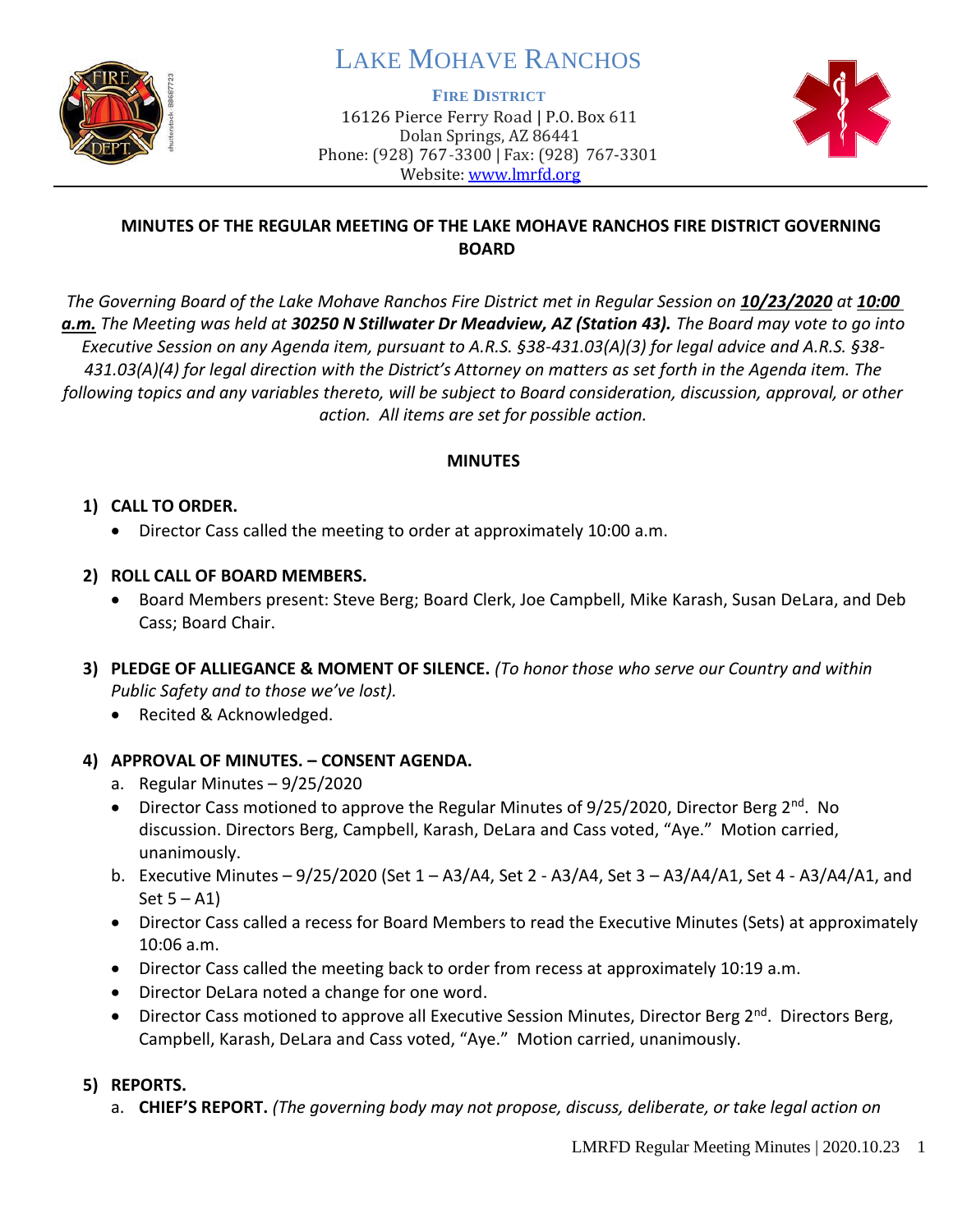# Lake Mohave Ranchos

**Fire District**

16126 Pierce Ferry Road | P.O. Box 611
Dolan Springs, AZ 86441
Phone: (928) 767-3300 | Fax: (928) 767-3301
Website: www.lmrfd.org

## MINUTES OF THE REGULAR MEETING OF THE LAKE MOHAVE RANCHOS FIRE DISTRICT GOVERNING BOARD

*The Governing Board of the Lake Mohave Ranchos Fire District met in Regular Session on* ***10/23/2020*** *at* ***10:00 a.m.*** *The Meeting was held at* ***30250 N Stillwater Dr Meadview, AZ (Station 43).*** *The Board may vote to go into Executive Session on any Agenda item, pursuant to A.R.S. §38-431.03(A)(3) for legal advice and A.R.S. §38-431.03(A)(4) for legal direction with the District's Attorney on matters as set forth in the Agenda item. The following topics and any variables thereto, will be subject to Board consideration, discussion, approval, or other action. All items are set for possible action.*

### MINUTES

**1) CALL TO ORDER.**

- Director Cass called the meeting to order at approximately 10:00 a.m.

**2) ROLL CALL OF BOARD MEMBERS.**

- Board Members present: Steve Berg; Board Clerk, Joe Campbell, Mike Karash, Susan DeLara, and Deb Cass; Board Chair.

**3) PLEDGE OF ALLEGIANCE & MOMENT OF SILENCE.** *(To honor those who serve our Country and within Public Safety and to those we've lost).*

- Recited & Acknowledged.

**4) APPROVAL OF MINUTES. – CONSENT AGENDA.**

a. Regular Minutes – 9/25/2020

- Director Cass motioned to approve the Regular Minutes of 9/25/2020, Director Berg 2nd. No discussion. Directors Berg, Campbell, Karash, DeLara and Cass voted, "Aye." Motion carried, unanimously.

b. Executive Minutes – 9/25/2020 (Set 1 – A3/A4, Set 2 - A3/A4, Set 3 – A3/A4/A1, Set 4 - A3/A4/A1, and Set 5 – A1)

- Director Cass called a recess for Board Members to read the Executive Minutes (Sets) at approximately 10:06 a.m.
- Director Cass called the meeting back to order from recess at approximately 10:19 a.m.
- Director DeLara noted a change for one word.
- Director Cass motioned to approve all Executive Session Minutes, Director Berg 2nd. Directors Berg, Campbell, Karash, DeLara and Cass voted, "Aye." Motion carried, unanimously.

**5) REPORTS.**

a. **CHIEF'S REPORT.** *(The governing body may not propose, discuss, deliberate, or take legal action on*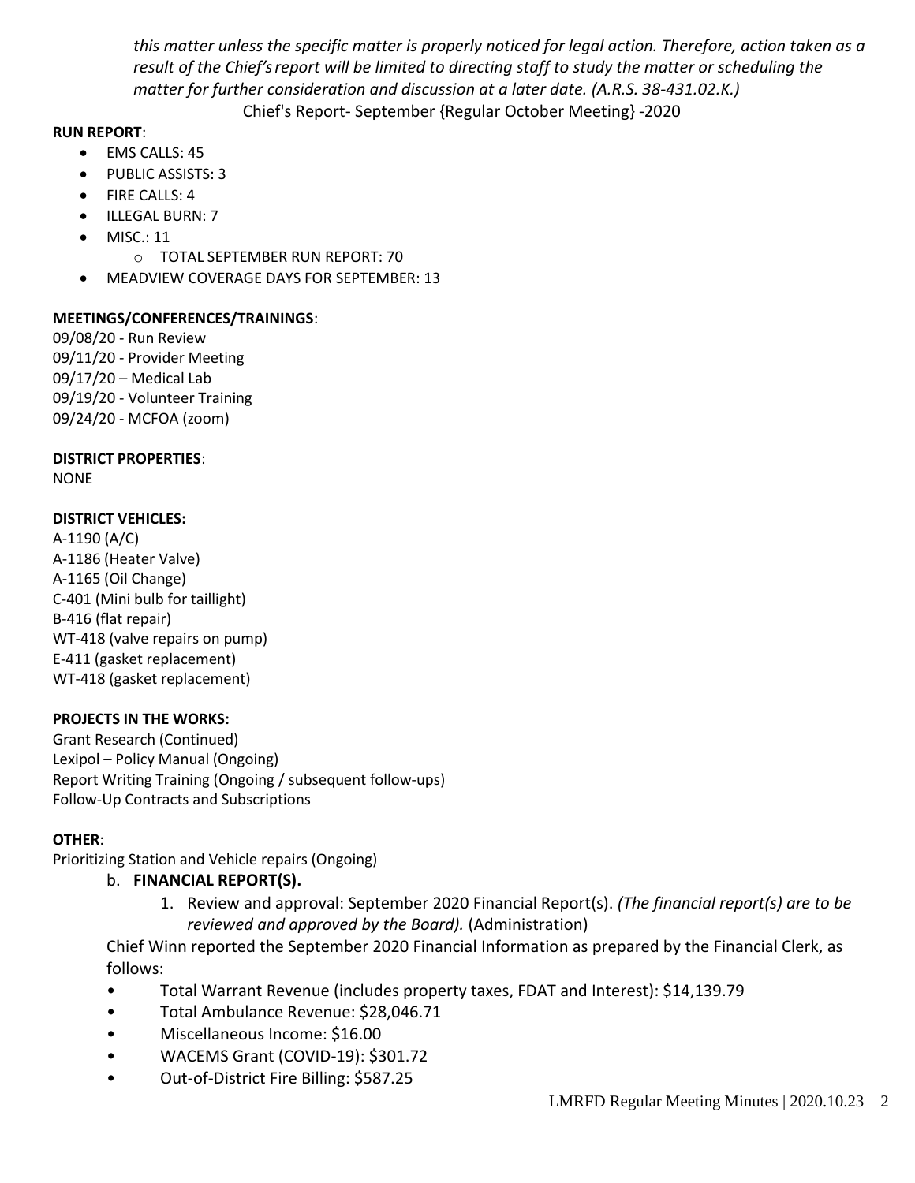*this matter unless the specific matter is properly noticed for legal action. Therefore, action taken as a result of the Chief's report will be limited to directing staff to study the matter or scheduling the matter for further consideration and discussion at a later date. (A.R.S. 38-431.02.K.)*

Chief's Report- September {Regular October Meeting} -2020

**RUN REPORT**:

- EMS CALLS: 45
- PUBLIC ASSISTS: 3
- FIRE CALLS: 4
- ILLEGAL BURN: 7
- MISC.: 11
    - TOTAL SEPTEMBER RUN REPORT: 70
- MEADVIEW COVERAGE DAYS FOR SEPTEMBER: 13

**MEETINGS/CONFERENCES/TRAININGS**:

09/08/20 - Run Review
09/11/20 - Provider Meeting
09/17/20 – Medical Lab
09/19/20 - Volunteer Training
09/24/20 - MCFOA (zoom)

**DISTRICT PROPERTIES**:

NONE

**DISTRICT VEHICLES:**

A-1190 (A/C)
A-1186 (Heater Valve)
A-1165 (Oil Change)
C-401 (Mini bulb for taillight)
B-416 (flat repair)
WT-418 (valve repairs on pump)
E-411 (gasket replacement)
WT-418 (gasket replacement)

**PROJECTS IN THE WORKS:**

Grant Research (Continued)
Lexipol – Policy Manual (Ongoing)
Report Writing Training (Ongoing / subsequent follow-ups)
Follow-Up Contracts and Subscriptions

**OTHER**:

Prioritizing Station and Vehicle repairs (Ongoing)

b. **FINANCIAL REPORT(S).**

1. Review and approval: September 2020 Financial Report(s). *(The financial report(s) are to be reviewed and approved by the Board).* (Administration)

Chief Winn reported the September 2020 Financial Information as prepared by the Financial Clerk, as follows:

- Total Warrant Revenue (includes property taxes, FDAT and Interest): $14,139.79
- Total Ambulance Revenue: $28,046.71
- Miscellaneous Income: $16.00
- WACEMS Grant (COVID-19): $301.72
- Out-of-District Fire Billing: $587.25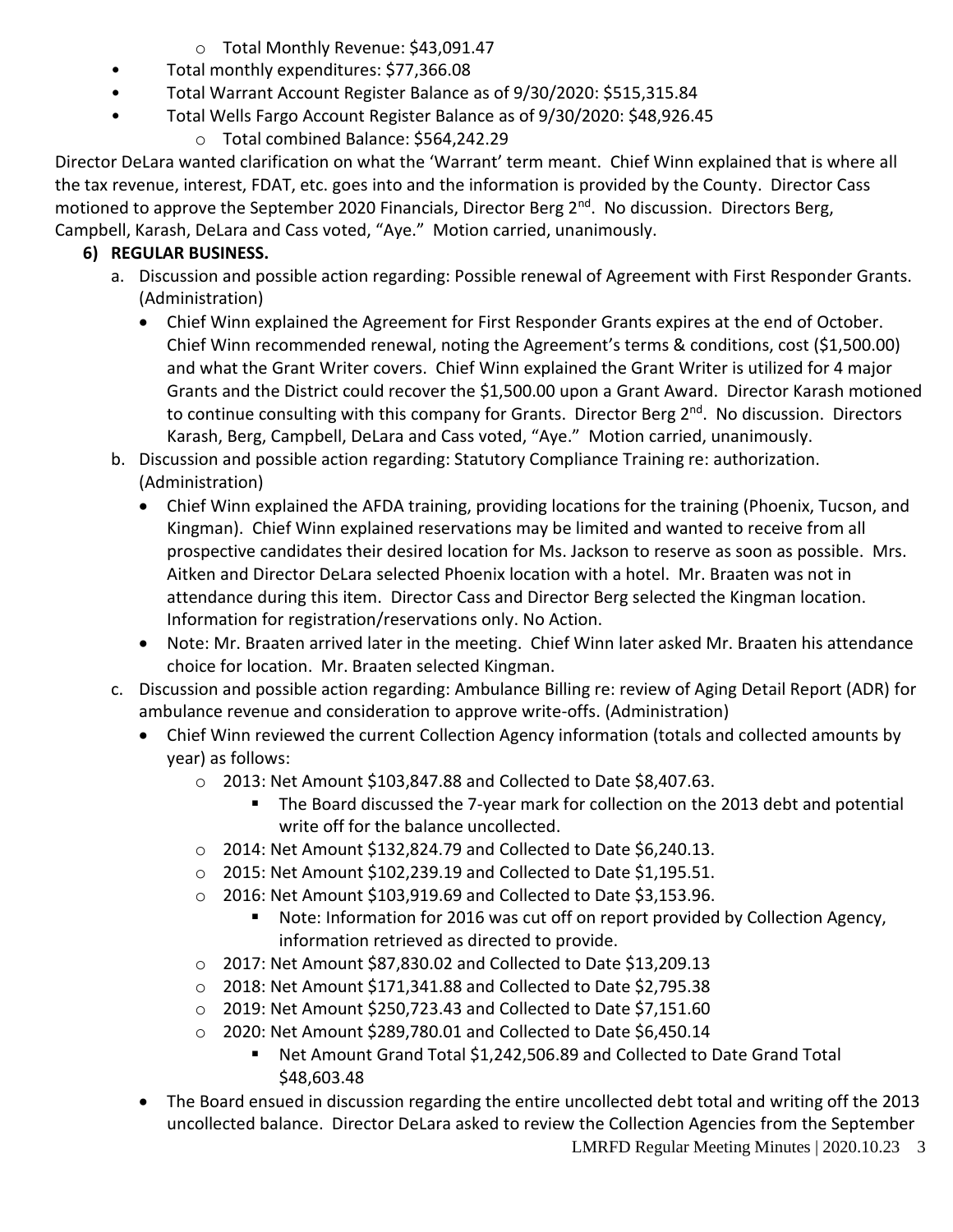- Total Monthly Revenue: $43,091.47
- Total monthly expenditures: $77,366.08
- Total Warrant Account Register Balance as of 9/30/2020: $515,315.84
- Total Wells Fargo Account Register Balance as of 9/30/2020: $48,926.45
  - Total combined Balance: $564,242.29

Director DeLara wanted clarification on what the 'Warrant' term meant. Chief Winn explained that is where all the tax revenue, interest, FDAT, etc. goes into and the information is provided by the County. Director Cass motioned to approve the September 2020 Financials, Director Berg 2nd. No discussion. Directors Berg, Campbell, Karash, DeLara and Cass voted, "Aye." Motion carried, unanimously.

**6) REGULAR BUSINESS.**

a. Discussion and possible action regarding: Possible renewal of Agreement with First Responder Grants. (Administration)
   - Chief Winn explained the Agreement for First Responder Grants expires at the end of October. Chief Winn recommended renewal, noting the Agreement's terms & conditions, cost ($1,500.00) and what the Grant Writer covers. Chief Winn explained the Grant Writer is utilized for 4 major Grants and the District could recover the $1,500.00 upon a Grant Award. Director Karash motioned to continue consulting with this company for Grants. Director Berg 2nd. No discussion. Directors Karash, Berg, Campbell, DeLara and Cass voted, "Aye." Motion carried, unanimously.

b. Discussion and possible action regarding: Statutory Compliance Training re: authorization. (Administration)
   - Chief Winn explained the AFDA training, providing locations for the training (Phoenix, Tucson, and Kingman). Chief Winn explained reservations may be limited and wanted to receive from all prospective candidates their desired location for Ms. Jackson to reserve as soon as possible. Mrs. Aitken and Director DeLara selected Phoenix location with a hotel. Mr. Braaten was not in attendance during this item. Director Cass and Director Berg selected the Kingman location. Information for registration/reservations only. No Action.
   - Note: Mr. Braaten arrived later in the meeting. Chief Winn later asked Mr. Braaten his attendance choice for location. Mr. Braaten selected Kingman.

c. Discussion and possible action regarding: Ambulance Billing re: review of Aging Detail Report (ADR) for ambulance revenue and consideration to approve write-offs. (Administration)
   - Chief Winn reviewed the current Collection Agency information (totals and collected amounts by year) as follows:
     - 2013: Net Amount $103,847.88 and Collected to Date $8,407.63.
       - The Board discussed the 7-year mark for collection on the 2013 debt and potential write off for the balance uncollected.
     - 2014: Net Amount $132,824.79 and Collected to Date $6,240.13.
     - 2015: Net Amount $102,239.19 and Collected to Date $1,195.51.
     - 2016: Net Amount $103,919.69 and Collected to Date $3,153.96.
       - Note: Information for 2016 was cut off on report provided by Collection Agency, information retrieved as directed to provide.
     - 2017: Net Amount $87,830.02 and Collected to Date $13,209.13
     - 2018: Net Amount $171,341.88 and Collected to Date $2,795.38
     - 2019: Net Amount $250,723.43 and Collected to Date $7,151.60
     - 2020: Net Amount $289,780.01 and Collected to Date $6,450.14
       - Net Amount Grand Total $1,242,506.89 and Collected to Date Grand Total $48,603.48
   - The Board ensued in discussion regarding the entire uncollected debt total and writing off the 2013 uncollected balance. Director DeLara asked to review the Collection Agencies from the September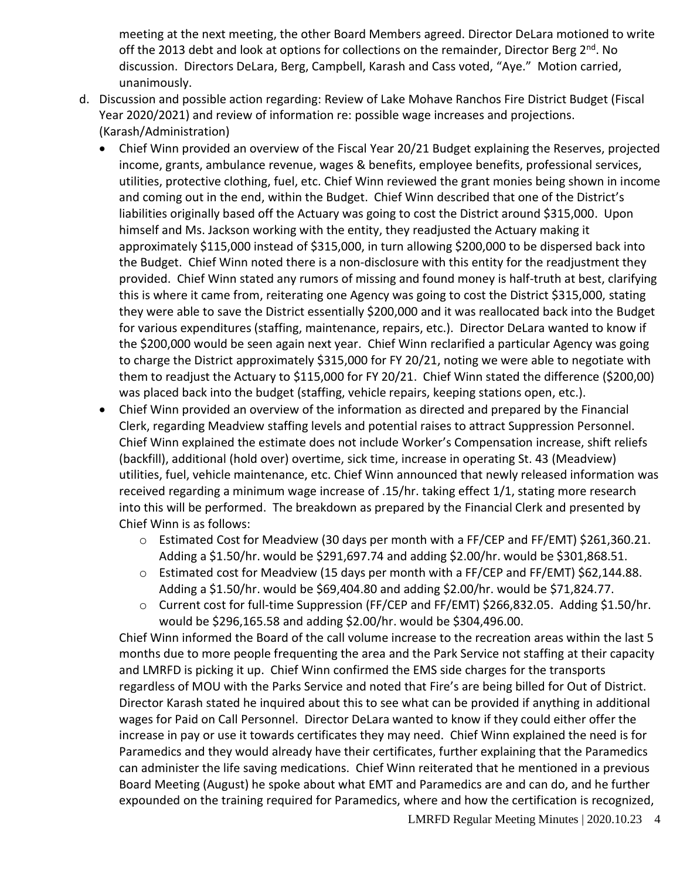meeting at the next meeting, the other Board Members agreed. Director DeLara motioned to write off the 2013 debt and look at options for collections on the remainder, Director Berg 2nd. No discussion. Directors DeLara, Berg, Campbell, Karash and Cass voted, "Aye." Motion carried, unanimously.

d. Discussion and possible action regarding: Review of Lake Mohave Ranchos Fire District Budget (Fiscal Year 2020/2021) and review of information re: possible wage increases and projections. (Karash/Administration)
   - Chief Winn provided an overview of the Fiscal Year 20/21 Budget explaining the Reserves, projected income, grants, ambulance revenue, wages & benefits, employee benefits, professional services, utilities, protective clothing, fuel, etc. Chief Winn reviewed the grant monies being shown in income and coming out in the end, within the Budget. Chief Winn described that one of the District's liabilities originally based off the Actuary was going to cost the District around $315,000. Upon himself and Ms. Jackson working with the entity, they readjusted the Actuary making it approximately $115,000 instead of $315,000, in turn allowing $200,000 to be dispersed back into the Budget. Chief Winn noted there is a non-disclosure with this entity for the readjustment they provided. Chief Winn stated any rumors of missing and found money is half-truth at best, clarifying this is where it came from, reiterating one Agency was going to cost the District $315,000, stating they were able to save the District essentially $200,000 and it was reallocated back into the Budget for various expenditures (staffing, maintenance, repairs, etc.). Director DeLara wanted to know if the $200,000 would be seen again next year. Chief Winn reclarified a particular Agency was going to charge the District approximately $315,000 for FY 20/21, noting we were able to negotiate with them to readjust the Actuary to $115,000 for FY 20/21. Chief Winn stated the difference ($200,00) was placed back into the budget (staffing, vehicle repairs, keeping stations open, etc.).
   - Chief Winn provided an overview of the information as directed and prepared by the Financial Clerk, regarding Meadview staffing levels and potential raises to attract Suppression Personnel. Chief Winn explained the estimate does not include Worker's Compensation increase, shift reliefs (backfill), additional (hold over) overtime, sick time, increase in operating St. 43 (Meadview) utilities, fuel, vehicle maintenance, etc. Chief Winn announced that newly released information was received regarding a minimum wage increase of .15/hr. taking effect 1/1, stating more research into this will be performed. The breakdown as prepared by the Financial Clerk and presented by Chief Winn is as follows:
     - Estimated Cost for Meadview (30 days per month with a FF/CEP and FF/EMT) $261,360.21. Adding a $1.50/hr. would be $291,697.74 and adding $2.00/hr. would be $301,868.51.
     - Estimated cost for Meadview (15 days per month with a FF/CEP and FF/EMT) $62,144.88. Adding a $1.50/hr. would be $69,404.80 and adding $2.00/hr. would be $71,824.77.
     - Current cost for full-time Suppression (FF/CEP and FF/EMT) $266,832.05. Adding $1.50/hr. would be $296,165.58 and adding $2.00/hr. would be $304,496.00.

     Chief Winn informed the Board of the call volume increase to the recreation areas within the last 5 months due to more people frequenting the area and the Park Service not staffing at their capacity and LMRFD is picking it up. Chief Winn confirmed the EMS side charges for the transports regardless of MOU with the Parks Service and noted that Fire's are being billed for Out of District. Director Karash stated he inquired about this to see what can be provided if anything in additional wages for Paid on Call Personnel. Director DeLara wanted to know if they could either offer the increase in pay or use it towards certificates they may need. Chief Winn explained the need is for Paramedics and they would already have their certificates, further explaining that the Paramedics can administer the life saving medications. Chief Winn reiterated that he mentioned in a previous Board Meeting (August) he spoke about what EMT and Paramedics are and can do, and he further expounded on the training required for Paramedics, where and how the certification is recognized,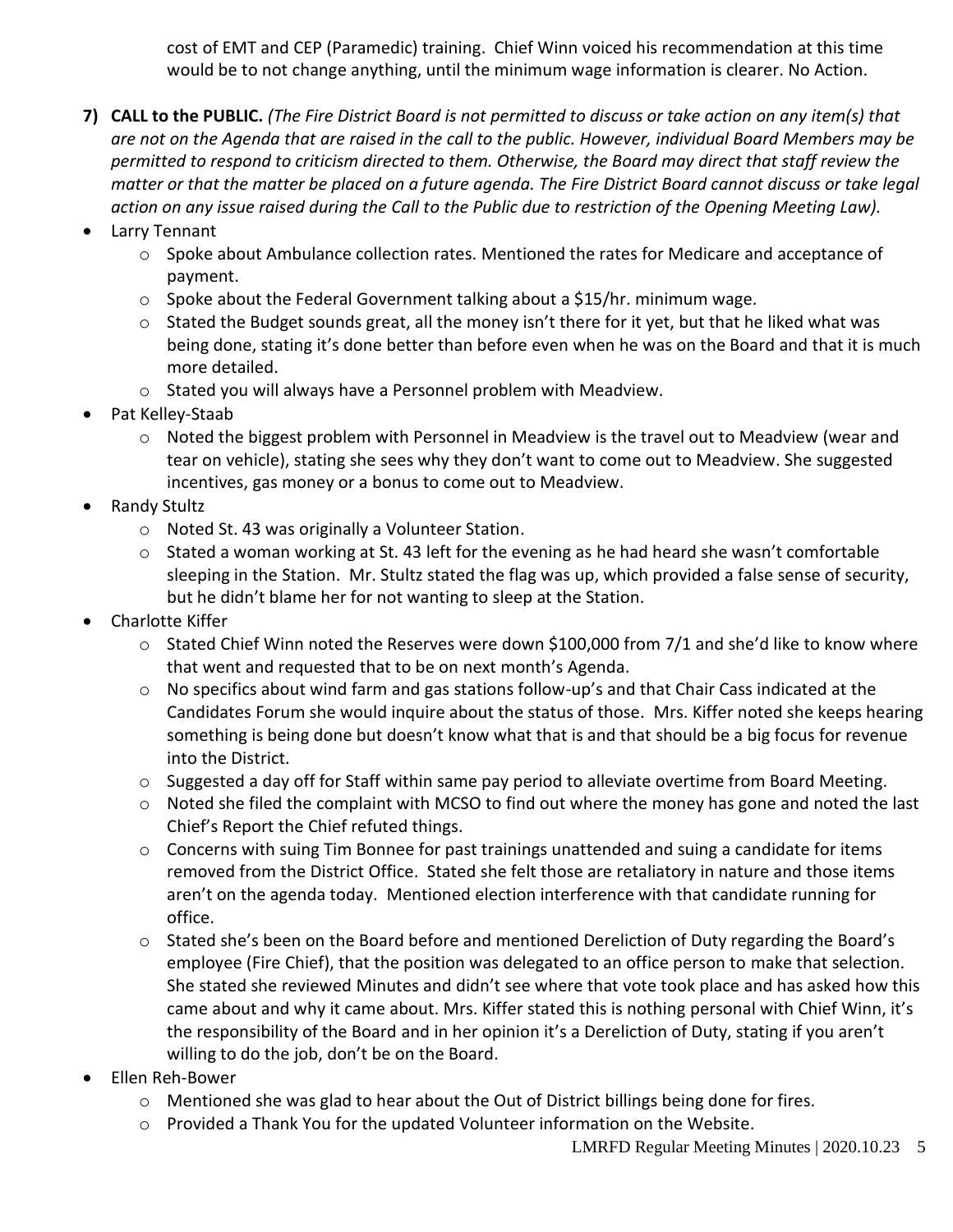cost of EMT and CEP (Paramedic) training. Chief Winn voiced his recommendation at this time would be to not change anything, until the minimum wage information is clearer. No Action.

7) **CALL to the PUBLIC.** *(The Fire District Board is not permitted to discuss or take action on any item(s) that are not on the Agenda that are raised in the call to the public. However, individual Board Members may be permitted to respond to criticism directed to them. Otherwise, the Board may direct that staff review the matter or that the matter be placed on a future agenda. The Fire District Board cannot discuss or take legal action on any issue raised during the Call to the Public due to restriction of the Opening Meeting Law).*

- Larry Tennant
  - Spoke about Ambulance collection rates. Mentioned the rates for Medicare and acceptance of payment.
  - Spoke about the Federal Government talking about a $15/hr. minimum wage.
  - Stated the Budget sounds great, all the money isn't there for it yet, but that he liked what was being done, stating it's done better than before even when he was on the Board and that it is much more detailed.
  - Stated you will always have a Personnel problem with Meadview.
- Pat Kelley-Staab
  - Noted the biggest problem with Personnel in Meadview is the travel out to Meadview (wear and tear on vehicle), stating she sees why they don't want to come out to Meadview. She suggested incentives, gas money or a bonus to come out to Meadview.
- Randy Stultz
  - Noted St. 43 was originally a Volunteer Station.
  - Stated a woman working at St. 43 left for the evening as he had heard she wasn't comfortable sleeping in the Station. Mr. Stultz stated the flag was up, which provided a false sense of security, but he didn't blame her for not wanting to sleep at the Station.
- Charlotte Kiffer
  - Stated Chief Winn noted the Reserves were down $100,000 from 7/1 and she'd like to know where that went and requested that to be on next month's Agenda.
  - No specifics about wind farm and gas stations follow-up's and that Chair Cass indicated at the Candidates Forum she would inquire about the status of those. Mrs. Kiffer noted she keeps hearing something is being done but doesn't know what that is and that should be a big focus for revenue into the District.
  - Suggested a day off for Staff within same pay period to alleviate overtime from Board Meeting.
  - Noted she filed the complaint with MCSO to find out where the money has gone and noted the last Chief's Report the Chief refuted things.
  - Concerns with suing Tim Bonnee for past trainings unattended and suing a candidate for items removed from the District Office. Stated she felt those are retaliatory in nature and those items aren't on the agenda today. Mentioned election interference with that candidate running for office.
  - Stated she's been on the Board before and mentioned Dereliction of Duty regarding the Board's employee (Fire Chief), that the position was delegated to an office person to make that selection. She stated she reviewed Minutes and didn't see where that vote took place and has asked how this came about and why it came about. Mrs. Kiffer stated this is nothing personal with Chief Winn, it's the responsibility of the Board and in her opinion it's a Dereliction of Duty, stating if you aren't willing to do the job, don't be on the Board.
- Ellen Reh-Bower
  - Mentioned she was glad to hear about the Out of District billings being done for fires.
  - Provided a Thank You for the updated Volunteer information on the Website.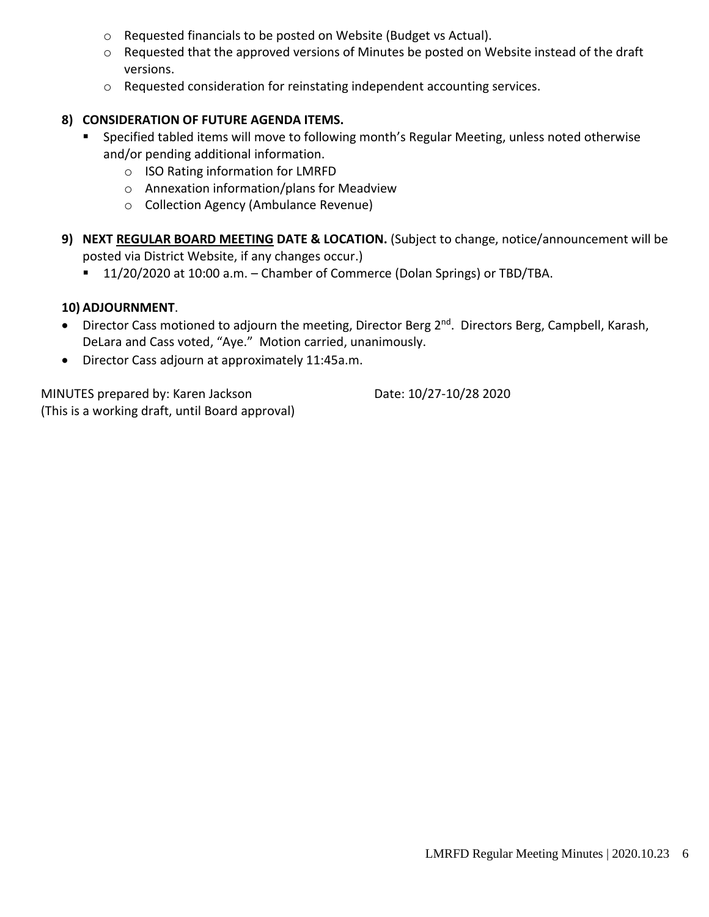- Requested financials to be posted on Website (Budget vs Actual).
- Requested that the approved versions of Minutes be posted on Website instead of the draft versions.
- Requested consideration for reinstating independent accounting services.

**8) CONSIDERATION OF FUTURE AGENDA ITEMS.**

- Specified tabled items will move to following month's Regular Meeting, unless noted otherwise and/or pending additional information.
  - ISO Rating information for LMRFD
  - Annexation information/plans for Meadview
  - Collection Agency (Ambulance Revenue)

**9) NEXT REGULAR BOARD MEETING DATE & LOCATION.** (Subject to change, notice/announcement will be posted via District Website, if any changes occur.)

- 11/20/2020 at 10:00 a.m. – Chamber of Commerce (Dolan Springs) or TBD/TBA.

**10) ADJOURNMENT**.

- Director Cass motioned to adjourn the meeting, Director Berg 2nd. Directors Berg, Campbell, Karash, DeLara and Cass voted, "Aye." Motion carried, unanimously.
- Director Cass adjourn at approximately 11:45a.m.

MINUTES prepared by: Karen Jackson Date: 10/27-10/28 2020
(This is a working draft, until Board approval)